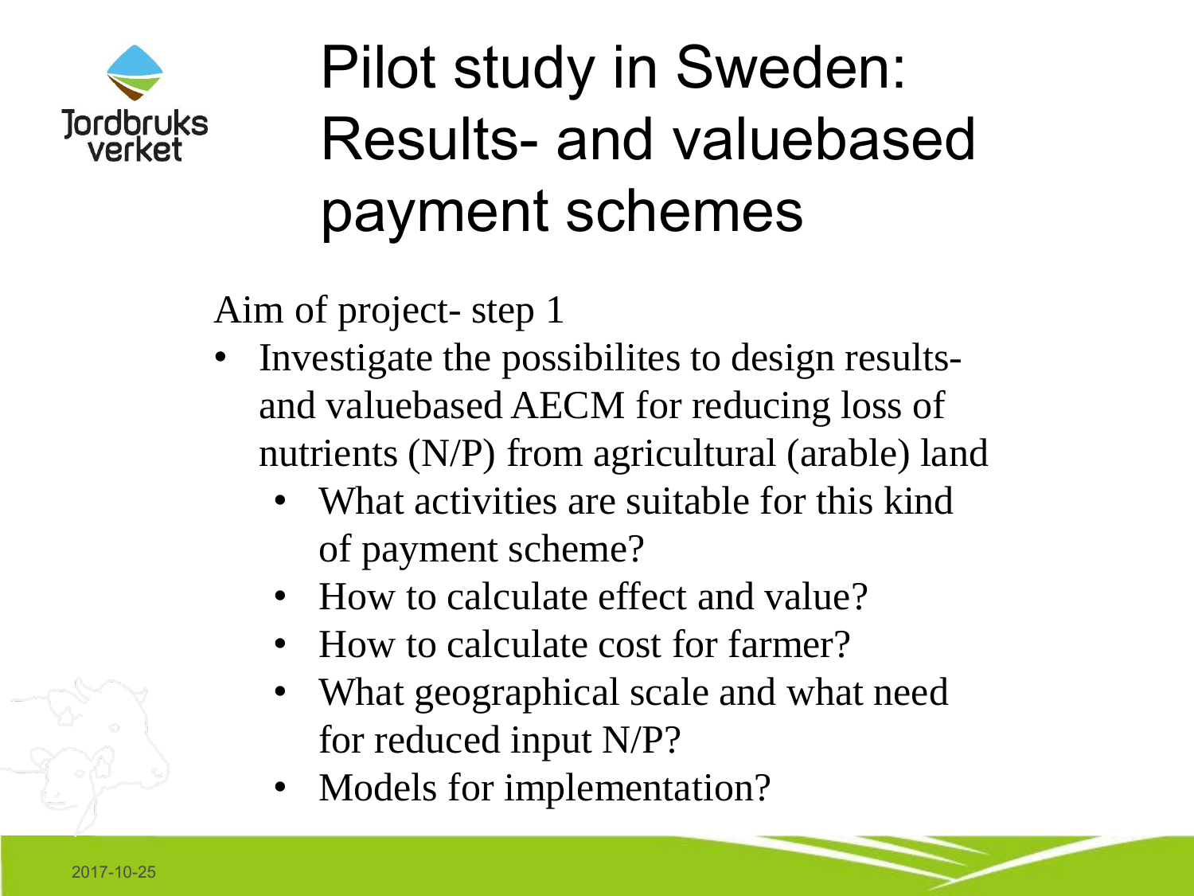# Pilot study in Sweden: Results- and valuebased payment schemes

Aim of project- step 1

- Investigate the possibilites to design results- and valuebased AECM for reducing loss of nutrients (N/P) from agricultural (arable) land
  - What activities are suitable for this kind of payment scheme?
  - How to calculate effect and value?
  - How to calculate cost for farmer?
  - What geographical scale and what need for reduced input N/P?
  - Models for implementation?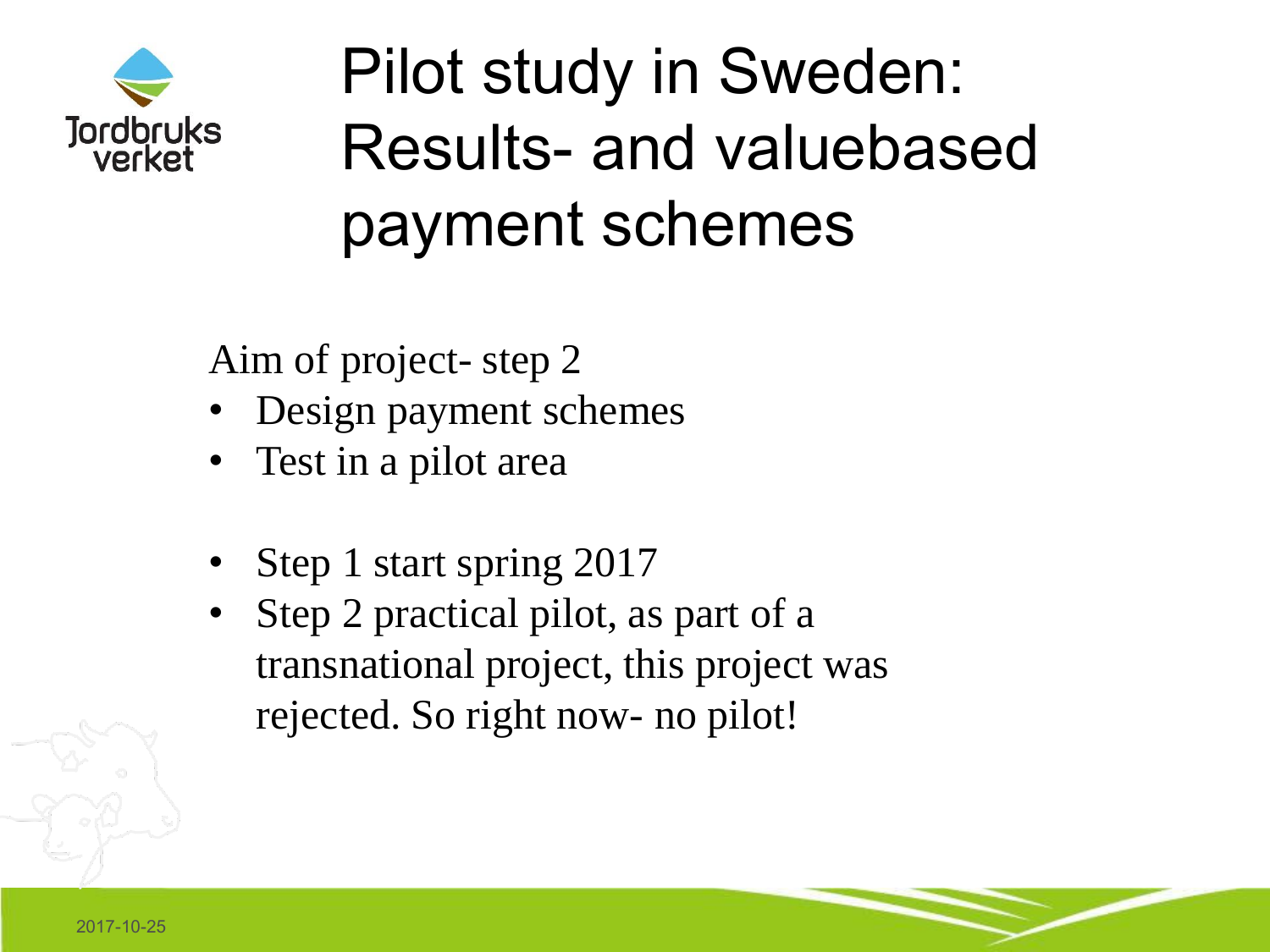# Pilot study in Sweden: Results- and valuebased payment schemes

Aim of project- step 2

- Design payment schemes
- Test in a pilot area

- Step 1 start spring 2017
- Step 2 practical pilot, as part of a transnational project, this project was rejected. So right now- no pilot!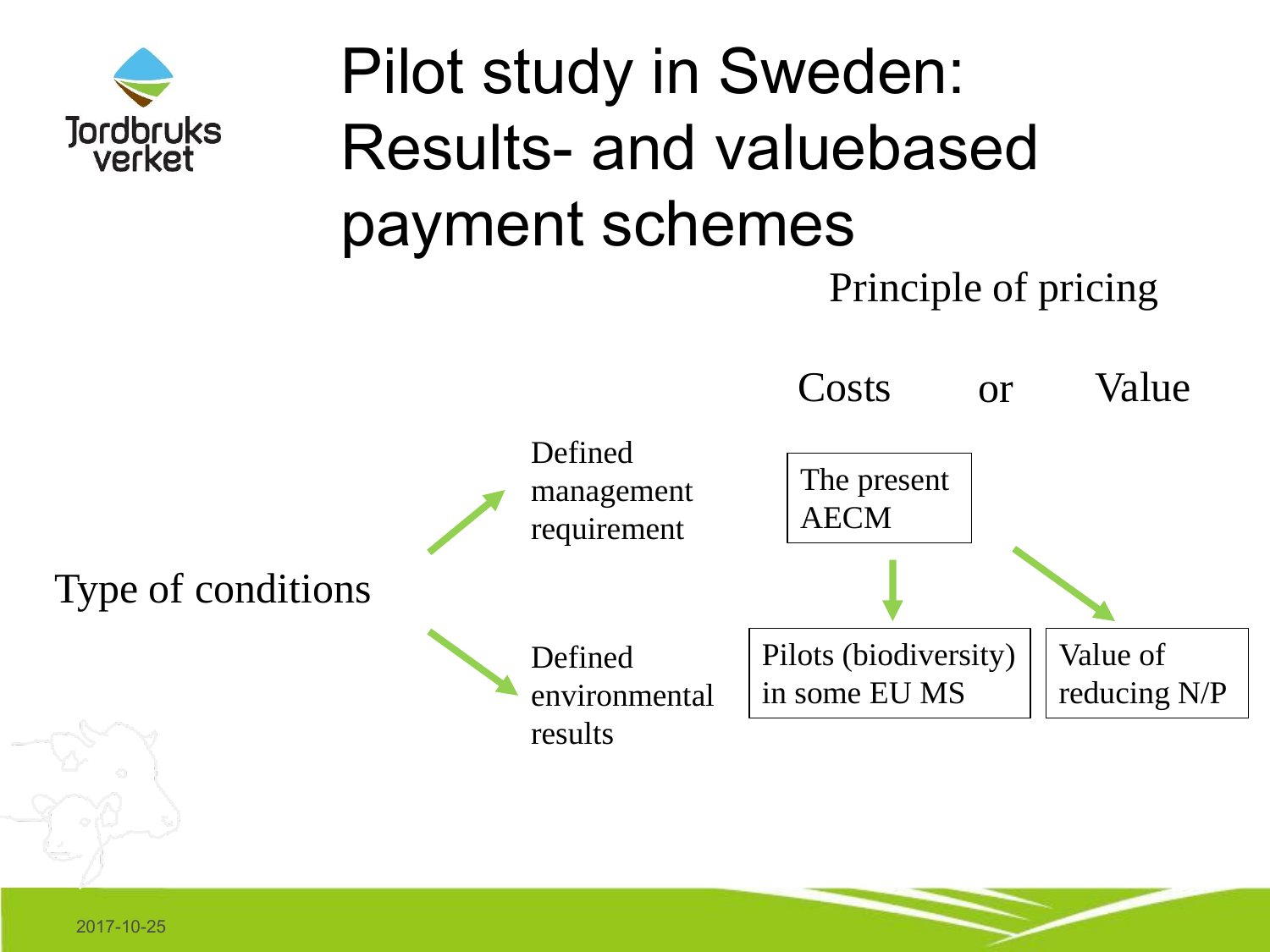# Pilot study in Sweden: Results- and valuebased payment schemes

Principle of pricing

Costs or Value

Type of conditions

- Defined management requirement
- Defined environmental results

The present AECM

Pilots (biodiversity) in some EU MS

Value of reducing N/P

2017-10-25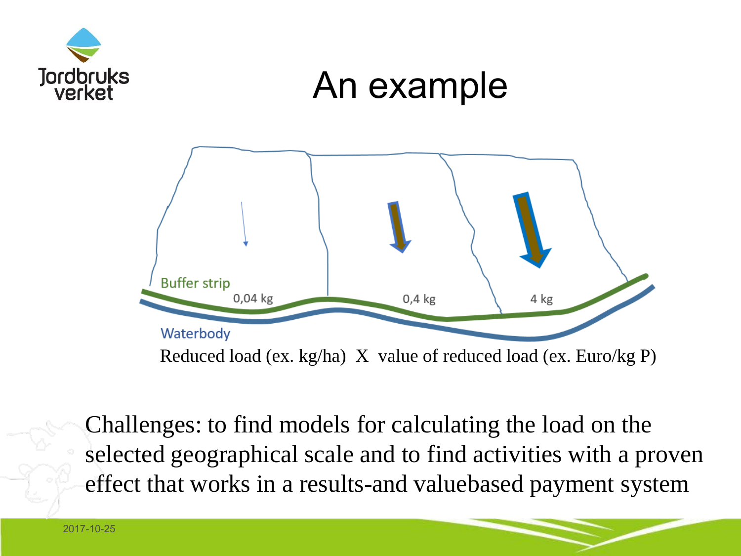# An example

Buffer strip

0,04 kg 0,4 kg 4 kg

Waterbody

Reduced load (ex. kg/ha) X value of reduced load (ex. Euro/kg P)

Challenges: to find models for calculating the load on the selected geographical scale and to find activities with a proven effect that works in a results-and valuebased payment system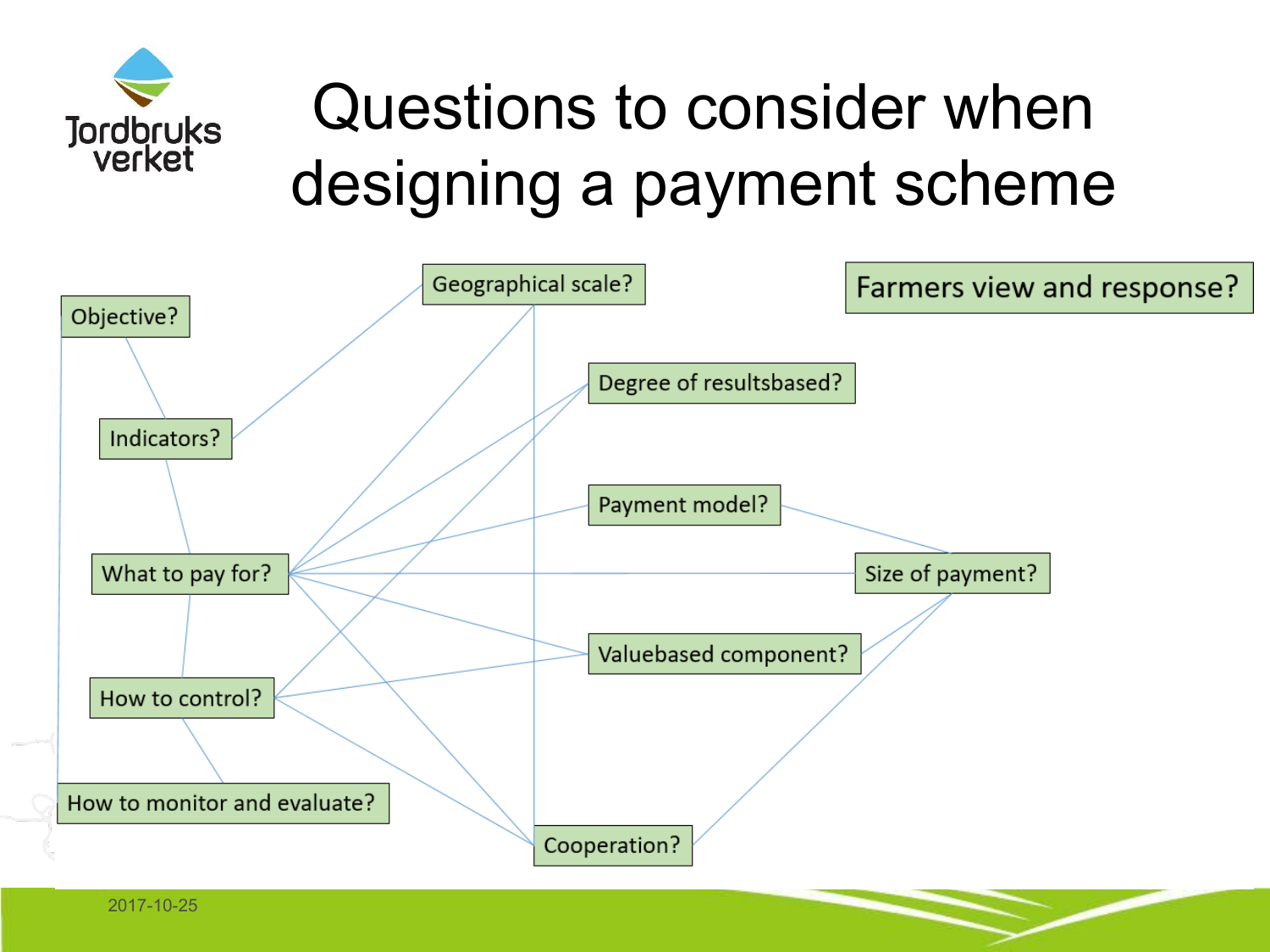# Questions to consider when designing a payment scheme

- Objective?
- Indicators?
- What to pay for?
- How to control?
- How to monitor and evaluate?
- Geographical scale?
- Degree of resultsbased?
- Payment model?
- Size of payment?
- Valuebased component?
- Cooperation?
- Farmers view and response?

2017-10-25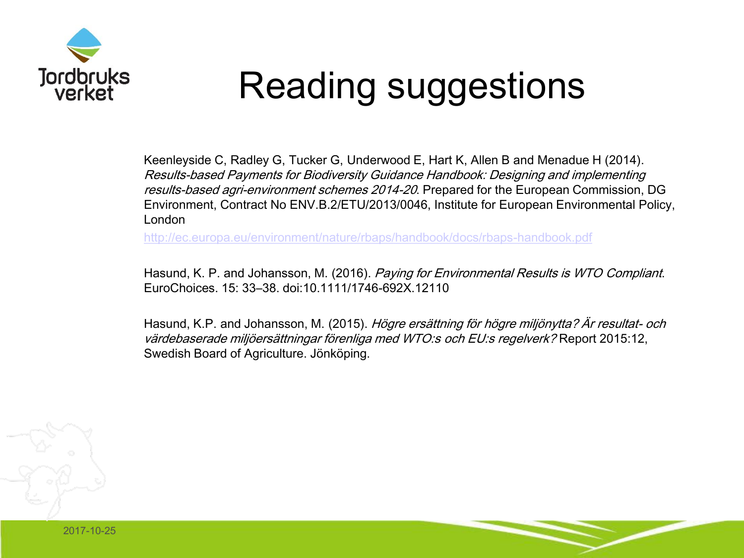# Reading suggestions

Keenleyside C, Radley G, Tucker G, Underwood E, Hart K, Allen B and Menadue H (2014). *Results-based Payments for Biodiversity Guidance Handbook: Designing and implementing results-based agri-environment schemes 2014-20*. Prepared for the European Commission, DG Environment, Contract No ENV.B.2/ETU/2013/0046, Institute for European Environmental Policy, London

http://ec.europa.eu/environment/nature/rbaps/handbook/docs/rbaps-handbook.pdf

Hasund, K. P. and Johansson, M. (2016). *Paying for Environmental Results is WTO Compliant*. EuroChoices. 15: 33–38. doi:10.1111/1746-692X.12110

Hasund, K.P. and Johansson, M. (2015). *Högre ersättning för högre miljönytta? Är resultat- och värdebaserade miljöersättningar förenliga med WTO:s och EU:s regelverk?* Report 2015:12, Swedish Board of Agriculture. Jönköping.